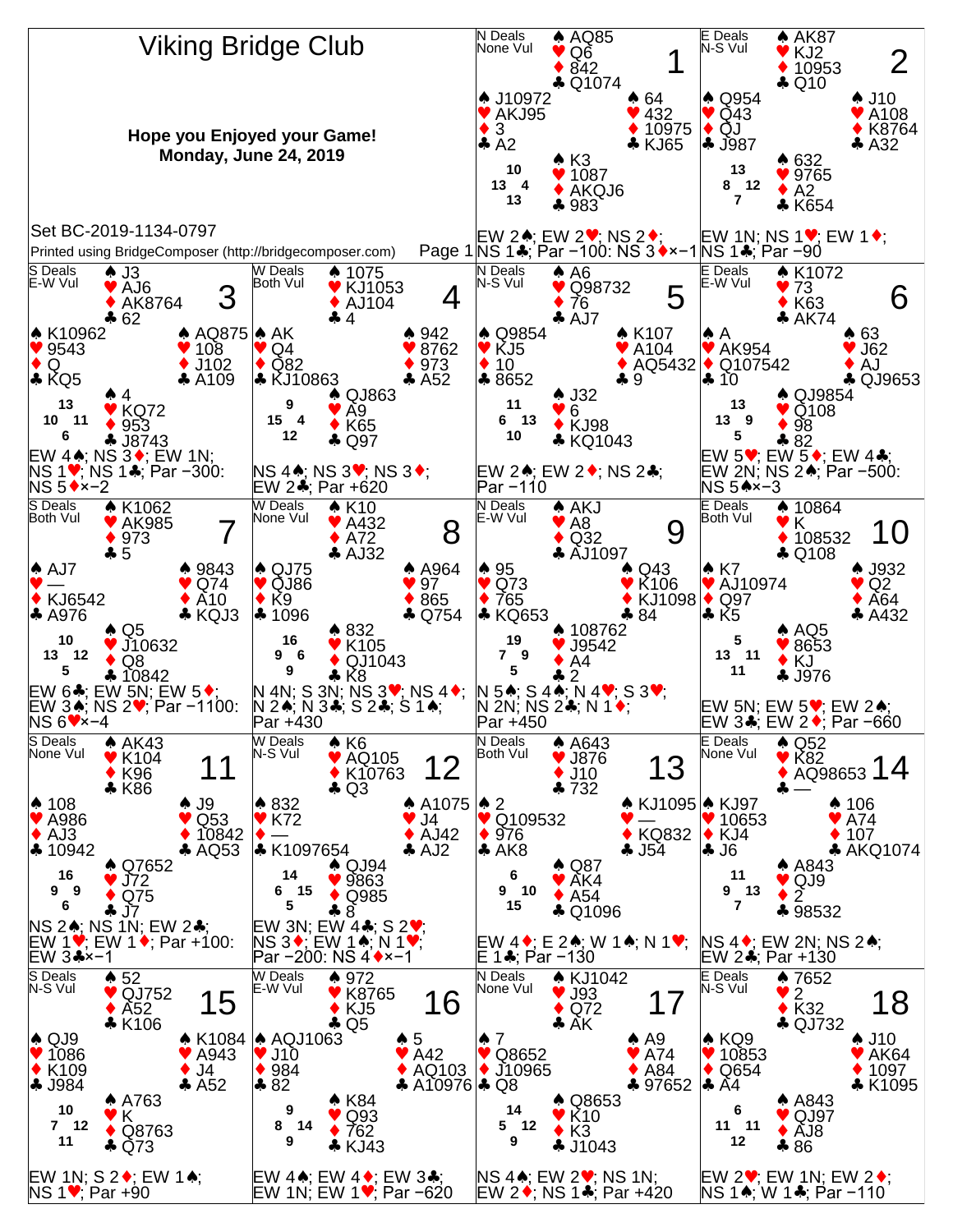# Viking Bridge Club

**Hope you Enjoyed your Game!**
**Monday, June 24, 2019**

Set BC-2019-1134-0797

Printed using BridgeComposer (http://bridgecomposer.com)

---

## Board 1
N Deals, None Vul

- North: ♠ AQ85 ♥ Q6 ♦ 842 ♣ Q1074
- West: ♠ J10972 ♥ AKJ95 ♦ 3 ♣ A2
- East: ♠ 64 ♥ 432 ♦ 10975 ♣ KJ65
- South: ♠ K3 ♥ 1087 ♦ AKQJ6 ♣ 983

HCP: N 10, W 13, E 4, S 13

EW 2♠; EW 2♥; NS 2♦; NS 1♣; Par −100: NS 3♦×−1

## Board 2
E Deals, N-S Vul

- North: ♠ AK87 ♥ KJ2 ♦ 10953 ♣ Q10
- West: ♠ Q954 ♥ Q43 ♦ QJ ♣ J987
- East: ♠ J10 ♥ A108 ♦ K8764 ♣ A32
- South: ♠ 632 ♥ 9765 ♦ A2 ♣ K654

HCP: N 13, W 8, E 12, S 7

EW 1N; NS 1♥; EW 1♦; NS 1♣; Par −90

## Board 3
S Deals, E-W Vul

- North: ♠ J3 ♥ AJ6 ♦ AK8764 ♣ 62
- West: ♠ K10962 ♥ 9543 ♦ Q ♣ KQ5
- East: ♠ AQ875 ♥ 108 ♦ J102 ♣ A109
- South: ♠ 4 ♥ KQ72 ♦ 953 ♣ J8743

HCP: N 13, W 10, E 11, S 6

EW 4♠; NS 3♦; EW 1N; NS 1♥; NS 1♣; Par −300: NS 5♦×−2

## Board 4
W Deals, Both Vul

- North: ♠ 1075 ♥ KJ1053 ♦ AJ104 ♣ 4
- West: ♠ AK ♥ Q4 ♦ Q82 ♣ KJ10863
- East: ♠ 942 ♥ 8762 ♦ 973 ♣ A52
- South: ♠ QJ863 ♥ A9 ♦ K65 ♣ Q97

HCP: N 9, W 15, E 4, S 12

NS 4♠; NS 3♥; NS 3♦; EW 2♣; Par +620

## Board 5
N Deals, N-S Vul

- North: ♠ A6 ♥ Q98732 ♦ 76 ♣ AJ7
- West: ♠ Q9854 ♥ KJ5 ♦ 10 ♣ 8652
- East: ♠ K107 ♥ A104 ♦ AQ5432 ♣ 9
- South: ♠ J32 ♥ 6 ♦ KJ98 ♣ KQ1043

HCP: N 11, W 6, E 13, S 10

EW 2♠; EW 2♦; NS 2♣; Par −110

## Board 6
E Deals, E-W Vul

- North: ♠ K1072 ♥ 73 ♦ K63 ♣ AK74
- West: ♠ A ♥ AK954 ♦ Q107542 ♣ 10
- East: ♠ 63 ♥ J62 ♦ AJ ♣ QJ9653
- South: ♠ QJ9854 ♥ Q108 ♦ 98 ♣ 82

HCP: N 13, W 13, E 9, S 5

EW 5♥; EW 5♦; EW 4♣; EW 2N; NS 2♠; Par −500: NS 5♠×−3

## Board 7
S Deals, Both Vul

- North: ♠ K1062 ♥ AK985 ♦ 973 ♣ 5
- West: ♠ AJ7 ♥ — ♦ KJ6542 ♣ A976
- East: ♠ 9843 ♥ Q74 ♦ A10 ♣ KQJ3
- South: ♠ Q5 ♥ J10632 ♦ Q8 ♣ 10842

HCP: N 10, W 13, E 12, S 5

EW 6♣; EW 5N; EW 5♦; EW 3♠; NS 2♥; Par −1100: NS 6♥×−4

## Board 8
W Deals, None Vul

- North: ♠ K10 ♥ A432 ♦ A72 ♣ AJ32
- West: ♠ QJ75 ♥ QJ86 ♦ K9 ♣ 1096
- East: ♠ A964 ♥ 97 ♦ 865 ♣ Q754
- South: ♠ 832 ♥ K105 ♦ QJ1043 ♣ K8

HCP: N 16, W 9, E 6, S 9

N 4N; S 3N; NS 3♥; NS 4♦; N 2♠; N 3♣; S 2♣; S 1♠; Par +430

## Board 9
N Deals, E-W Vul

- North: ♠ AKJ ♥ A8 ♦ Q32 ♣ AJ1097
- West: ♠ 95 ♥ Q73 ♦ 765 ♣ KQ653
- East: ♠ Q43 ♥ K106 ♦ KJ1098 ♣ 84
- South: ♠ 108762 ♥ J9542 ♦ A4 ♣ 2

HCP: N 19, W 7, E 9, S 5

N 5♠; S 4♠; N 4♥; S 3♥; N 2N; NS 2♣; N 1♦; Par +450

## Board 10
E Deals, Both Vul

- North: ♠ 10864 ♥ K ♦ 108532 ♣ Q108
- West: ♠ K7 ♥ AJ10974 ♦ Q97 ♣ K5
- East: ♠ J932 ♥ Q2 ♦ A64 ♣ A432
- South: ♠ AQ5 ♥ 8653 ♦ KJ ♣ J976

HCP: N 5, W 13, E 11, S 11

EW 5N; EW 5♥; EW 2♠; EW 3♣; EW 2♦; Par −660

## Board 11
S Deals, None Vul

- North: ♠ AK43 ♥ K104 ♦ K96 ♣ K86
- West: ♠ 108 ♥ A986 ♦ AJ3 ♣ 10942
- East: ♠ J9 ♥ Q53 ♦ 10842 ♣ AQ53
- South: ♠ Q7652 ♥ J72 ♦ Q75 ♣ J7

HCP: N 16, W 9, E 9, S 6

NS 2♠; NS 1N; EW 2♣; EW 1♥; EW 1♦; Par +100: EW 3♣×−1

## Board 12
W Deals, N-S Vul

- North: ♠ K6 ♥ AQ105 ♦ K10763 ♣ Q3
- West: ♠ 832 ♥ K72 ♦ — ♣ K1097654
- East: ♠ A1075 ♥ J4 ♦ AJ42 ♣ AJ2
- South: ♠ QJ94 ♥ 9863 ♦ Q985 ♣ 8

HCP: N 14, W 6, E 15, S 5

EW 3N; EW 4♣; S 2♥; NS 3♦; EW 1♠; N 1♥; Par −200: NS 4♦×−1

## Board 13
N Deals, Both Vul

- North: ♠ A643 ♥ J876 ♦ J10 ♣ 732
- West: ♠ 2 ♥ Q109532 ♦ 976 ♣ AK8
- East: ♠ KJ1095 ♥ — ♦ KQ832 ♣ J54
- South: ♠ Q87 ♥ AK4 ♦ A54 ♣ Q1096

HCP: N 6, W 9, E 10, S 15

EW 4♦; E 2♠; W 1♠; N 1♥; E 1♣; Par −130

## Board 14
E Deals, None Vul

- North: ♠ Q52 ♥ K82 ♦ AQ98653 ♣ —
- West: ♠ KJ97 ♥ 10653 ♦ KJ4 ♣ J6
- East: ♠ 106 ♥ A74 ♦ 107 ♣ AKQ1074
- South: ♠ A843 ♥ QJ9 ♦ 2 ♣ 98532

HCP: N 11, W 9, E 13, S 7

NS 4♦; EW 2N; NS 2♠; EW 2♣; Par +130

## Board 15
S Deals, N-S Vul

- North: ♠ 52 ♥ QJ752 ♦ A52 ♣ K106
- West: ♠ QJ9 ♥ 1086 ♦ K109 ♣ J984
- East: ♠ K1084 ♥ A943 ♦ J4 ♣ A52
- South: ♠ A763 ♥ K ♦ Q8763 ♣ Q73

HCP: N 10, W 7, E 12, S 11

EW 1N; S 2♦; EW 1♠; NS 1♥; Par +90

## Board 16
W Deals, E-W Vul

- North: ♠ 972 ♥ K8765 ♦ KJ5 ♣ Q5
- West: ♠ AQJ1063 ♥ J10 ♦ 984 ♣ 82
- East: ♠ 5 ♥ A42 ♦ AQ103 ♣ A10976
- South: ♠ K84 ♥ Q93 ♦ 762 ♣ KJ43

HCP: N 9, W 8, E 14, S 9

EW 4♠; EW 4♦; EW 3♣; EW 1N; EW 1♥; Par −620

## Board 17
N Deals, None Vul

- North: ♠ KJ1042 ♥ J93 ♦ Q72 ♣ AK
- West: ♠ 7 ♥ Q8652 ♦ J10965 ♣ Q8
- East: ♠ A9 ♥ A74 ♦ A84 ♣ 97652
- South: ♠ Q8653 ♥ K10 ♦ K3 ♣ J1043

HCP: N 14, W 5, E 12, S 9

NS 4♠; EW 2♥; NS 1N; EW 2♦; NS 1♣; Par +420

## Board 18
E Deals, N-S Vul

- North: ♠ 7652 ♥ 2 ♦ K32 ♣ QJ732
- West: ♠ KQ9 ♥ 10853 ♦ Q654 ♣ A4
- East: ♠ J10 ♥ AK64 ♦ 1097 ♣ K1095
- South: ♠ A843 ♥ QJ97 ♦ AJ8 ♣ 86

HCP: N 6, W 11, E 11, S 12

EW 2♥; EW 1N; EW 2♦; NS 1♠; W 1♣; Par −110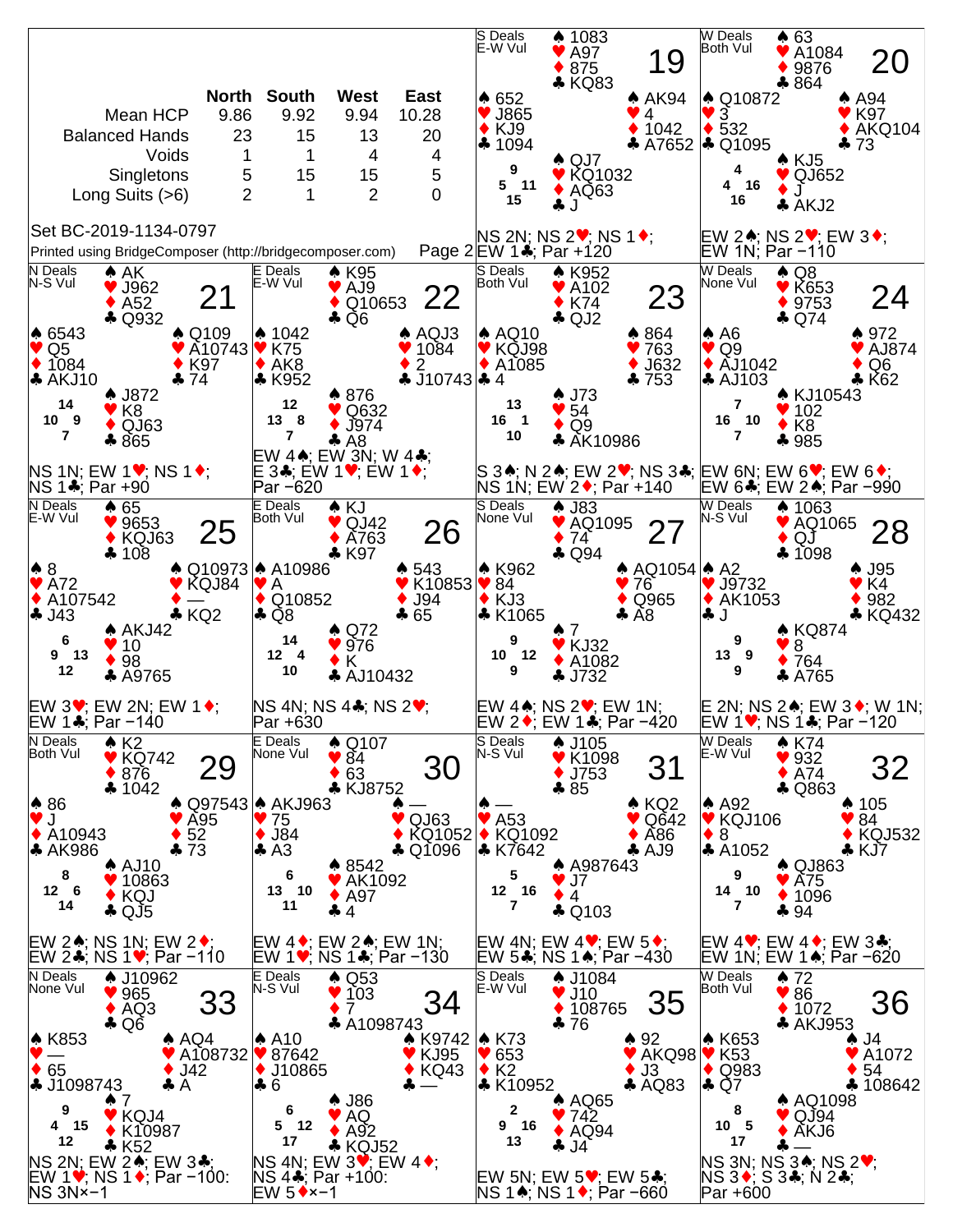| | North | South | West | East |
|---|---|---|---|---|
| Mean HCP | 9.86 | 9.92 | 9.94 | 10.28 |
| Balanced Hands | 23 | 15 | 13 | 20 |
| Voids | 1 | 1 | 4 | 4 |
| Singletons | 5 | 15 | 15 | 5 |
| Long Suits (>6) | 2 | 1 | 2 | 0 |

Set BC-2019-1134-0797

Printed using BridgeComposer (http://bridgecomposer.com)

## Board 19
S Deals, E-W Vul

North: ♠ 1083 ♥ A97 ♦ 875 ♣ KQ83

West: ♠ 652 ♥ J865 ♦ KJ9 ♣ 1094

East: ♠ AK94 ♥ 4 ♦ 1042 ♣ A7652

South: ♠ QJ7 ♥ KQ1032 ♦ AQ63 ♣ J

HCP: N 9, W 5, E 11, S 15

NS 2N; NS 2♥; NS 1♦; EW 1♣; Par +120

## Board 20
W Deals, Both Vul

North: ♠ 63 ♥ A1084 ♦ 9876 ♣ 864

West: ♠ Q10872 ♥ 3 ♦ 532 ♣ Q1095

East: ♠ A94 ♥ K97 ♦ AKQ104 ♣ 73

South: ♠ KJ5 ♥ QJ652 ♦ J ♣ AKJ2

HCP: N 4, W 4, E 16, S 16

EW 2♠; NS 2♥; EW 3♦; EW 1N; Par −110

## Board 21
N Deals, N-S Vul

North: ♠ AK ♥ J962 ♦ A52 ♣ Q932

West: ♠ 6543 ♥ Q5 ♦ 1084 ♣ AKJ10

East: ♠ Q109 ♥ A10743 ♦ K97 ♣ 74

South: ♠ J872 ♥ K8 ♦ QJ63 ♣ 865

HCP: N 14, W 10, E 9, S 7

NS 1N; EW 1♥; NS 1♦; NS 1♣; Par +90

## Board 22
E Deals, E-W Vul

North: ♠ K95 ♥ AJ9 ♦ Q10653 ♣ Q6

West: ♠ 1042 ♥ K75 ♦ AK8 ♣ K952

East: ♠ AQJ3 ♥ 1084 ♦ 2 ♣ J10743

South: ♠ 876 ♥ Q632 ♦ J974 ♣ A8

HCP: N 12, W 13, E 8, S 7

EW 4♠; EW 3N; W 4♣; E 3♣; EW 1♥; EW 1♦; Par −620

## Board 23
S Deals, Both Vul

North: ♠ K952 ♥ A102 ♦ K74 ♣ QJ2

West: ♠ AQ10 ♥ KQJ98 ♦ A1085 ♣ 4

East: ♠ 864 ♥ 763 ♦ J632 ♣ 753

South: ♠ J73 ♥ 54 ♦ Q9 ♣ AK10986

HCP: N 13, W 16, E 1, S 10

S 3♠; N 2♠; EW 2♥; NS 3♣; NS 1N; EW 2♦; Par +140

## Board 24
W Deals, None Vul

North: ♠ Q8 ♥ K653 ♦ 9753 ♣ Q74

West: ♠ A6 ♥ Q9 ♦ AJ1042 ♣ AJ103

East: ♠ 972 ♥ AJ874 ♦ Q6 ♣ K62

South: ♠ KJ10543 ♥ 102 ♦ K8 ♣ 985

HCP: N 7, W 16, E 10, S 7

EW 6N; EW 6♥; EW 6♦; EW 6♣; EW 2♠; Par −990

## Board 25
N Deals, E-W Vul

North: ♠ 65 ♥ 9653 ♦ KQJ63 ♣ 108

West: ♠ 8 ♥ A72 ♦ A107542 ♣ J43

East: ♠ Q10973 ♥ KQJ84 ♦ — ♣ KQ2

South: ♠ AKJ42 ♥ 10 ♦ 98 ♣ A9765

HCP: N 6, W 9, E 13, S 12

EW 3♥; EW 2N; EW 1♦; EW 1♣; Par −140

## Board 26
E Deals, Both Vul

North: ♠ KJ ♥ QJ42 ♦ A763 ♣ K97

West: ♠ A10986 ♥ A ♦ Q10852 ♣ Q8

East: ♠ 543 ♥ K10853 ♦ J94 ♣ 65

South: ♠ Q72 ♥ 976 ♦ K ♣ AJ10432

HCP: N 14, W 12, E 4, S 10

NS 4N; NS 4♣; NS 2♥; Par +630

## Board 27
S Deals, None Vul

North: ♠ J83 ♥ AQ1095 ♦ 74 ♣ Q94

West: ♠ K962 ♥ 84 ♦ KJ3 ♣ K1065

East: ♠ AQ1054 ♥ 76 ♦ Q965 ♣ A8

South: ♠ 7 ♥ KJ32 ♦ A1082 ♣ J732

HCP: N 9, W 10, E 12, S 9

EW 4♠; NS 2♥; EW 1N; EW 2♦; EW 1♣; Par −420

## Board 28
W Deals, N-S Vul

North: ♠ 1063 ♥ AQ1065 ♦ QJ ♣ 1098

West: ♠ A2 ♥ J9732 ♦ AK1053 ♣ J

East: ♠ J95 ♥ K4 ♦ 982 ♣ KQ432

South: ♠ KQ874 ♥ 8 ♦ 764 ♣ A765

HCP: N 9, W 13, E 9, S 9

E 2N; NS 2♠; EW 3♦; W 1N; EW 1♥; NS 1♣; Par −120

## Board 29
N Deals, Both Vul

North: ♠ K2 ♥ KQ742 ♦ 876 ♣ 1042

West: ♠ 86 ♥ J ♦ A10943 ♣ AK986

East: ♠ Q97543 ♥ A95 ♦ 52 ♣ 73

South: ♠ AJ10 ♥ 10863 ♦ KQJ ♣ QJ5

HCP: N 8, W 12, E 6, S 14

EW 2♠; NS 1N; EW 2♦; EW 2♣; NS 1♥; Par −110

## Board 30
E Deals, None Vul

North: ♠ Q107 ♥ 84 ♦ 63 ♣ KJ8752

West: ♠ AKJ963 ♥ 75 ♦ J84 ♣ A3

East: ♠ — ♥ QJ63 ♦ KQ1052 ♣ Q1096

South: ♠ 8542 ♥ AK1092 ♦ A97 ♣ 4

HCP: N 6, W 13, E 10, S 11

EW 4♦; EW 2♠; EW 1N; EW 1♥; NS 1♣; Par −130

## Board 31
S Deals, N-S Vul

North: ♠ J105 ♥ K1098 ♦ J753 ♣ 85

West: ♠ — ♥ A53 ♦ KQ1092 ♣ K7642

East: ♠ KQ2 ♥ Q642 ♦ A86 ♣ AJ9

South: ♠ A987643 ♥ J7 ♦ 4 ♣ Q103

HCP: N 5, W 12, E 16, S 7

EW 4N; EW 4♥; EW 5♦; EW 5♣; NS 1♠; Par −430

## Board 32
W Deals, E-W Vul

North: ♠ K74 ♥ 932 ♦ A74 ♣ Q863

West: ♠ A92 ♥ KQJ106 ♦ 8 ♣ A1052

East: ♠ 105 ♥ 84 ♦ KQJ532 ♣ KJ7

South: ♠ QJ863 ♥ A75 ♦ 1096 ♣ 94

HCP: N 9, W 14, E 10, S 7

EW 4♥; EW 4♦; EW 3♣; EW 1N; EW 1♠; Par −620

## Board 33
N Deals, None Vul

North: ♠ J10962 ♥ 965 ♦ AQ3 ♣ Q6

West: ♠ K853 ♥ — ♦ 65 ♣ J1098743

East: ♠ AQ4 ♥ A108732 ♦ J42 ♣ A

South: ♠ 7 ♥ KQJ4 ♦ K10987 ♣ K52

HCP: N 9, W 4, E 15, S 12

NS 2N; EW 2♠; EW 3♣; EW 1♥; NS 1♦; Par −100: NS 3N×−1

## Board 34
E Deals, N-S Vul

North: ♠ Q53 ♥ 103 ♦ 7 ♣ A1098743

West: ♠ A10 ♥ 87642 ♦ J10865 ♣ 6

East: ♠ K9742 ♥ KJ95 ♦ KQ43 ♣ —

South: ♠ J86 ♥ AQ ♦ A92 ♣ KQJ52

HCP: N 6, W 5, E 12, S 17

NS 4N; EW 3♥; EW 4♦; NS 4♣; Par +100: EW 5♦×−1

## Board 35
S Deals, E-W Vul

North: ♠ J1084 ♥ J10 ♦ 108765 ♣ 76

West: ♠ K73 ♥ 653 ♦ K2 ♣ K10952

East: ♠ 92 ♥ AKQ98 ♦ J3 ♣ AQ83

South: ♠ AQ65 ♥ 742 ♦ AQ94 ♣ J4

HCP: N 2, W 9, E 16, S 13

EW 5N; EW 5♥; EW 5♣; NS 1♠; NS 1♦; Par −660

## Board 36
W Deals, Both Vul

North: ♠ 72 ♥ 86 ♦ 1072 ♣ AKJ953

West: ♠ K653 ♥ K53 ♦ Q983 ♣ Q7

East: ♠ J4 ♥ A1072 ♦ 54 ♣ 108642

South: ♠ AQ1098 ♥ QJ94 ♦ AKJ6 ♣ —

HCP: N 8, W 10, E 5, S 17

NS 3N; NS 3♠; NS 2♥; NS 3♦; S 3♣; N 2♣; Par +600